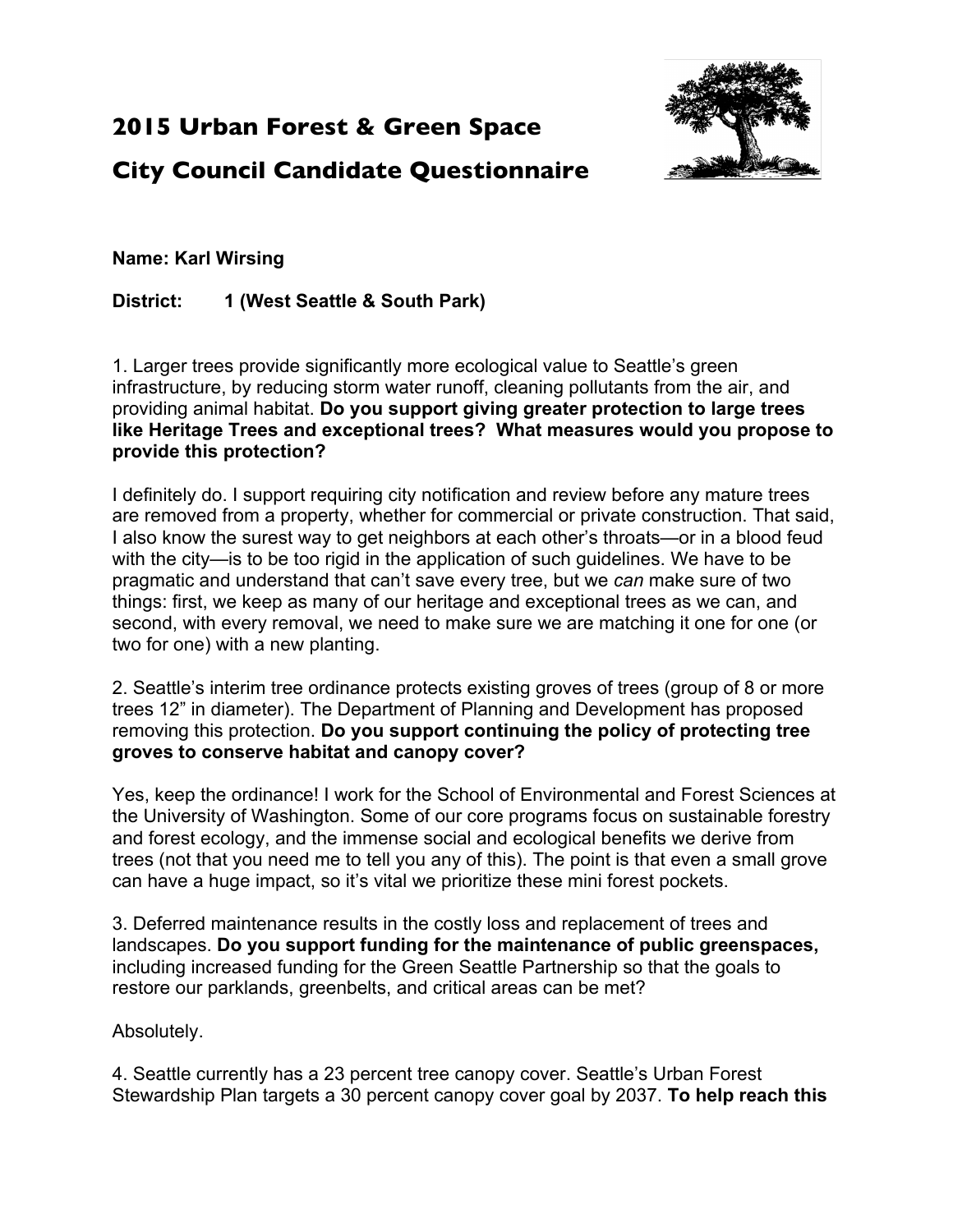# 2015 Urban Forest & Green Space

# City Council Candidate Questionnaire

**Name: Karl Wirsing**

**District: 1 (West Seattle & South Park)**

1. Larger trees provide significantly more ecological value to Seattle's green infrastructure, by reducing storm water runoff, cleaning pollutants from the air, and providing animal habitat. **Do you support giving greater protection to large trees like Heritage Trees and exceptional trees? What measures would you propose to provide this protection?**

I definitely do. I support requiring city notification and review before any mature trees are removed from a property, whether for commercial or private construction. That said, I also know the surest way to get neighbors at each other's throats—or in a blood feud with the city—is to be too rigid in the application of such guidelines. We have to be pragmatic and understand that can't save every tree, but we *can* make sure of two things: first, we keep as many of our heritage and exceptional trees as we can, and second, with every removal, we need to make sure we are matching it one for one (or two for one) with a new planting.

2. Seattle's interim tree ordinance protects existing groves of trees (group of 8 or more trees 12" in diameter). The Department of Planning and Development has proposed removing this protection. **Do you support continuing the policy of protecting tree groves to conserve habitat and canopy cover?**

Yes, keep the ordinance! I work for the School of Environmental and Forest Sciences at the University of Washington. Some of our core programs focus on sustainable forestry and forest ecology, and the immense social and ecological benefits we derive from trees (not that you need me to tell you any of this). The point is that even a small grove can have a huge impact, so it's vital we prioritize these mini forest pockets.

3. Deferred maintenance results in the costly loss and replacement of trees and landscapes. **Do you support funding for the maintenance of public greenspaces,** including increased funding for the Green Seattle Partnership so that the goals to restore our parklands, greenbelts, and critical areas can be met?

Absolutely.

4. Seattle currently has a 23 percent tree canopy cover. Seattle's Urban Forest Stewardship Plan targets a 30 percent canopy cover goal by 2037. **To help reach this**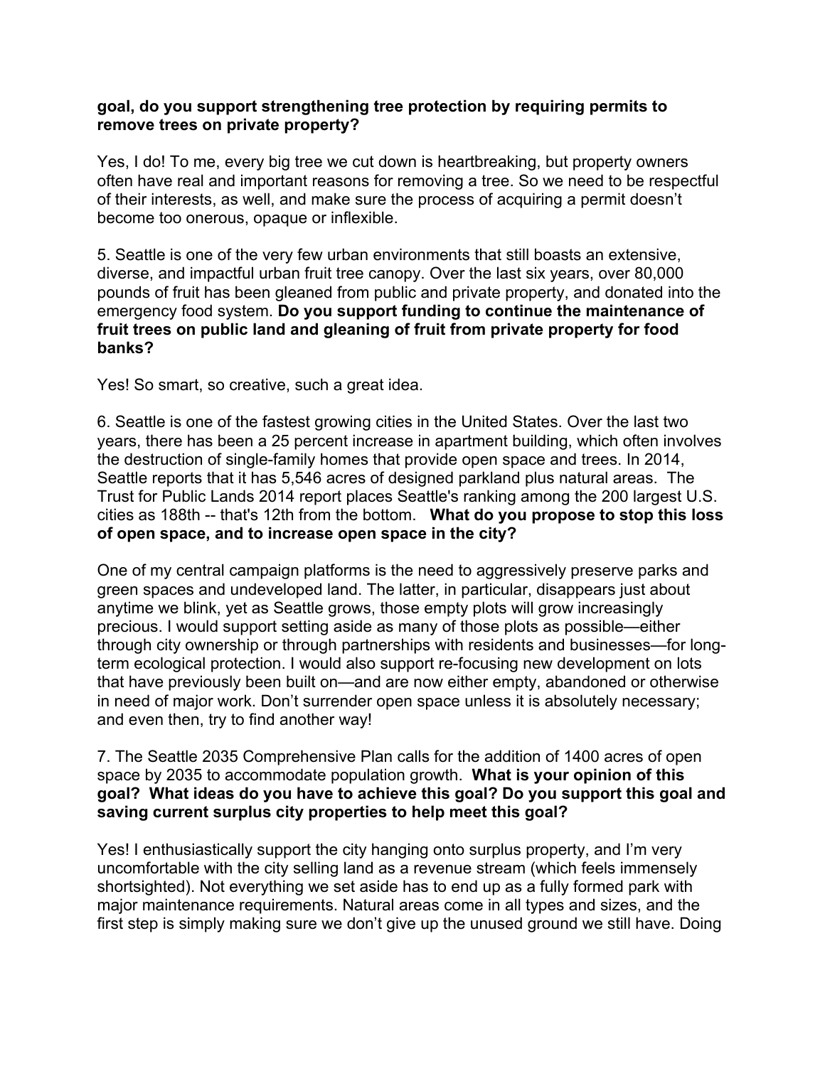**goal, do you support strengthening tree protection by requiring permits to remove trees on private property?**

Yes, I do! To me, every big tree we cut down is heartbreaking, but property owners often have real and important reasons for removing a tree. So we need to be respectful of their interests, as well, and make sure the process of acquiring a permit doesn't become too onerous, opaque or inflexible.

5. Seattle is one of the very few urban environments that still boasts an extensive, diverse, and impactful urban fruit tree canopy. Over the last six years, over 80,000 pounds of fruit has been gleaned from public and private property, and donated into the emergency food system. **Do you support funding to continue the maintenance of fruit trees on public land and gleaning of fruit from private property for food banks?**

Yes! So smart, so creative, such a great idea.

6. Seattle is one of the fastest growing cities in the United States. Over the last two years, there has been a 25 percent increase in apartment building, which often involves the destruction of single-family homes that provide open space and trees. In 2014, Seattle reports that it has 5,546 acres of designed parkland plus natural areas. The Trust for Public Lands 2014 report places Seattle's ranking among the 200 largest U.S. cities as 188th -- that's 12th from the bottom. **What do you propose to stop this loss of open space, and to increase open space in the city?**

One of my central campaign platforms is the need to aggressively preserve parks and green spaces and undeveloped land. The latter, in particular, disappears just about anytime we blink, yet as Seattle grows, those empty plots will grow increasingly precious. I would support setting aside as many of those plots as possible—either through city ownership or through partnerships with residents and businesses—for long-term ecological protection. I would also support re-focusing new development on lots that have previously been built on—and are now either empty, abandoned or otherwise in need of major work. Don't surrender open space unless it is absolutely necessary; and even then, try to find another way!

7. The Seattle 2035 Comprehensive Plan calls for the addition of 1400 acres of open space by 2035 to accommodate population growth. **What is your opinion of this goal? What ideas do you have to achieve this goal? Do you support this goal and saving current surplus city properties to help meet this goal?**

Yes! I enthusiastically support the city hanging onto surplus property, and I'm very uncomfortable with the city selling land as a revenue stream (which feels immensely shortsighted). Not everything we set aside has to end up as a fully formed park with major maintenance requirements. Natural areas come in all types and sizes, and the first step is simply making sure we don't give up the unused ground we still have. Doing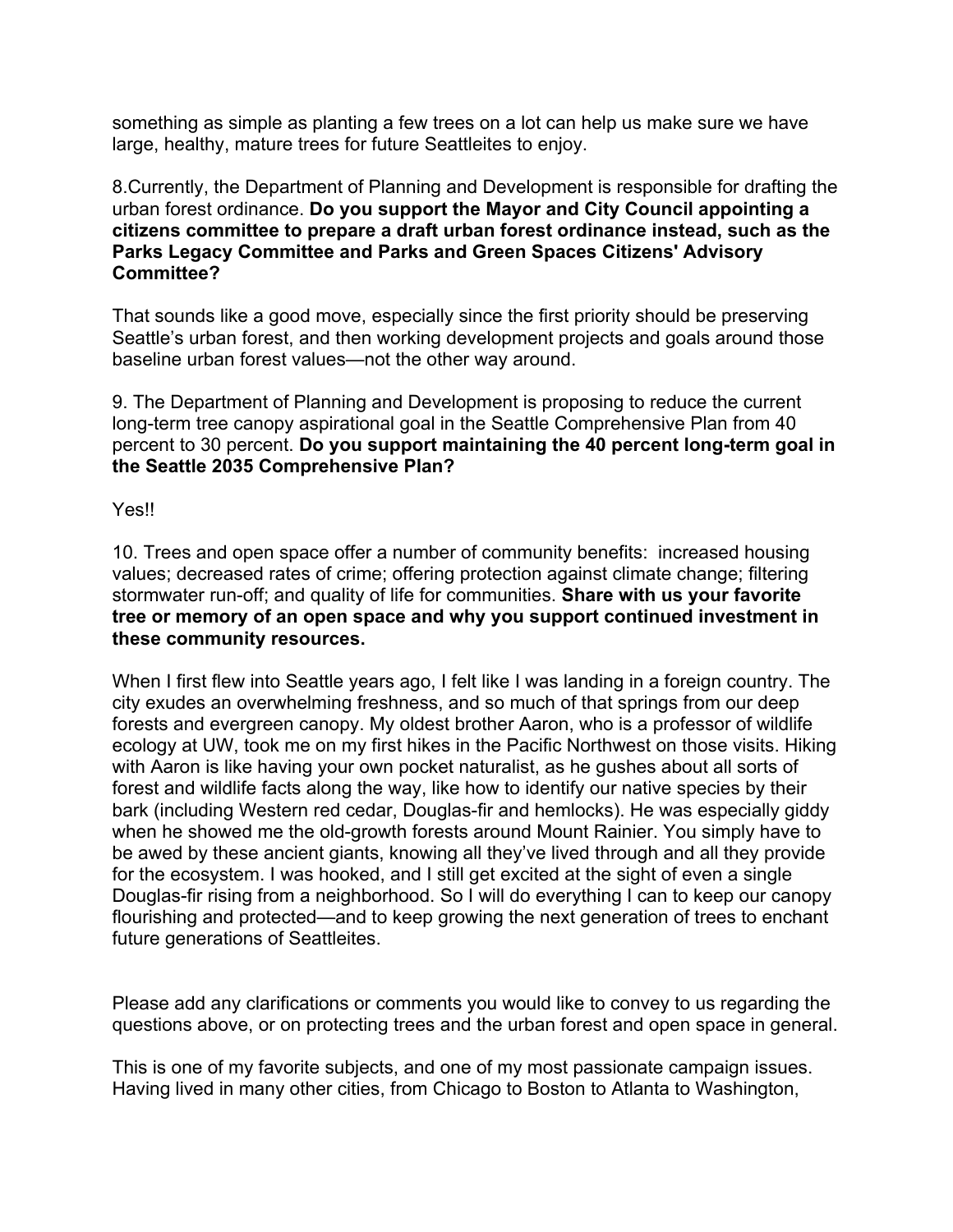something as simple as planting a few trees on a lot can help us make sure we have large, healthy, mature trees for future Seattleites to enjoy.

8.Currently, the Department of Planning and Development is responsible for drafting the urban forest ordinance. **Do you support the Mayor and City Council appointing a citizens committee to prepare a draft urban forest ordinance instead, such as the Parks Legacy Committee and Parks and Green Spaces Citizens' Advisory Committee?**

That sounds like a good move, especially since the first priority should be preserving Seattle's urban forest, and then working development projects and goals around those baseline urban forest values—not the other way around.

9. The Department of Planning and Development is proposing to reduce the current long-term tree canopy aspirational goal in the Seattle Comprehensive Plan from 40 percent to 30 percent. **Do you support maintaining the 40 percent long-term goal in the Seattle 2035 Comprehensive Plan?**

Yes!!

10. Trees and open space offer a number of community benefits: increased housing values; decreased rates of crime; offering protection against climate change; filtering stormwater run-off; and quality of life for communities. **Share with us your favorite tree or memory of an open space and why you support continued investment in these community resources.**

When I first flew into Seattle years ago, I felt like I was landing in a foreign country. The city exudes an overwhelming freshness, and so much of that springs from our deep forests and evergreen canopy. My oldest brother Aaron, who is a professor of wildlife ecology at UW, took me on my first hikes in the Pacific Northwest on those visits. Hiking with Aaron is like having your own pocket naturalist, as he gushes about all sorts of forest and wildlife facts along the way, like how to identify our native species by their bark (including Western red cedar, Douglas-fir and hemlocks). He was especially giddy when he showed me the old-growth forests around Mount Rainier. You simply have to be awed by these ancient giants, knowing all they've lived through and all they provide for the ecosystem. I was hooked, and I still get excited at the sight of even a single Douglas-fir rising from a neighborhood. So I will do everything I can to keep our canopy flourishing and protected—and to keep growing the next generation of trees to enchant future generations of Seattleites.

Please add any clarifications or comments you would like to convey to us regarding the questions above, or on protecting trees and the urban forest and open space in general.

This is one of my favorite subjects, and one of my most passionate campaign issues. Having lived in many other cities, from Chicago to Boston to Atlanta to Washington,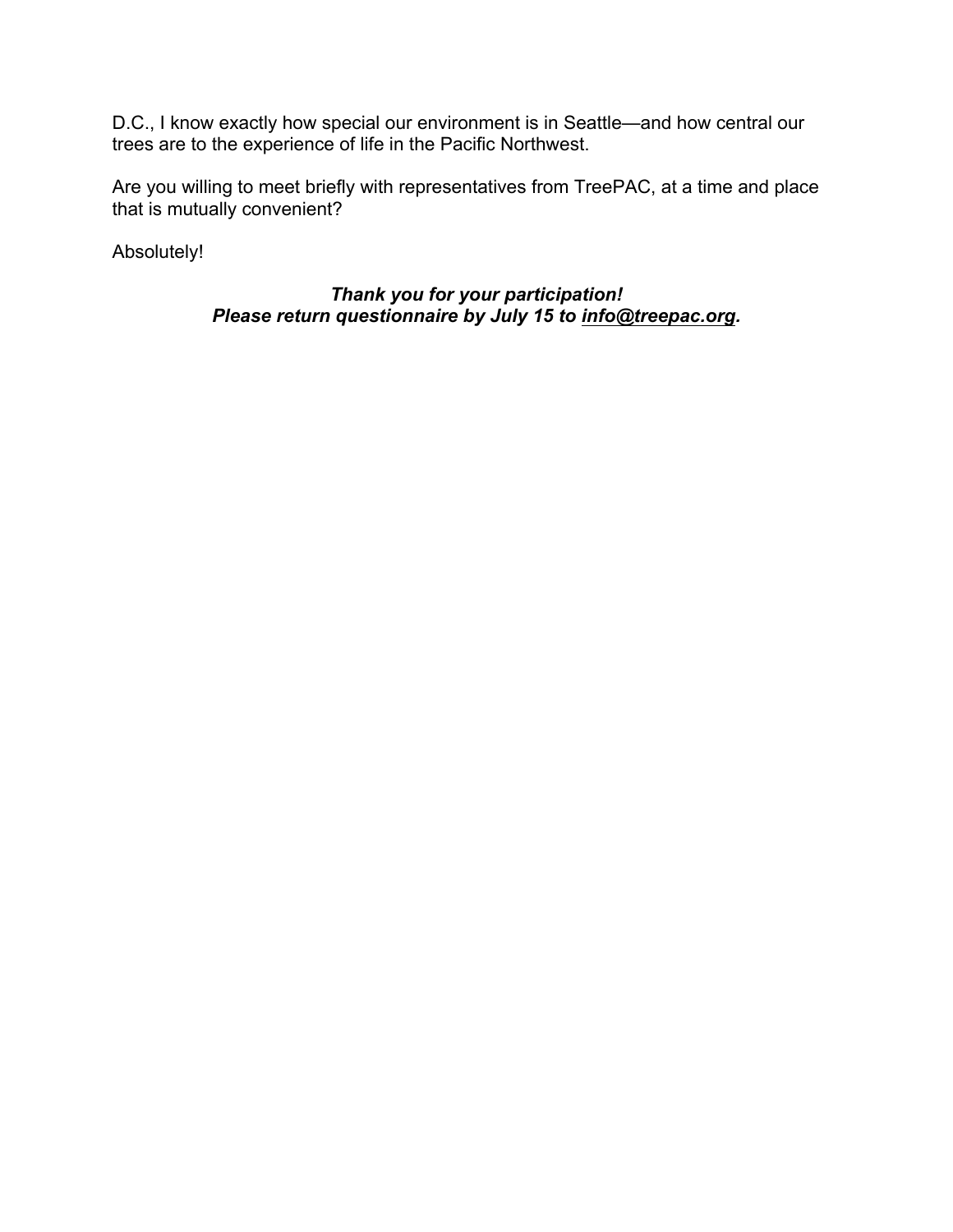D.C., I know exactly how special our environment is in Seattle—and how central our trees are to the experience of life in the Pacific Northwest.

Are you willing to meet briefly with representatives from TreePAC, at a time and place that is mutually convenient?

Absolutely!

***Thank you for your participation!***
***Please return questionnaire by July 15 to info@treepac.org.***